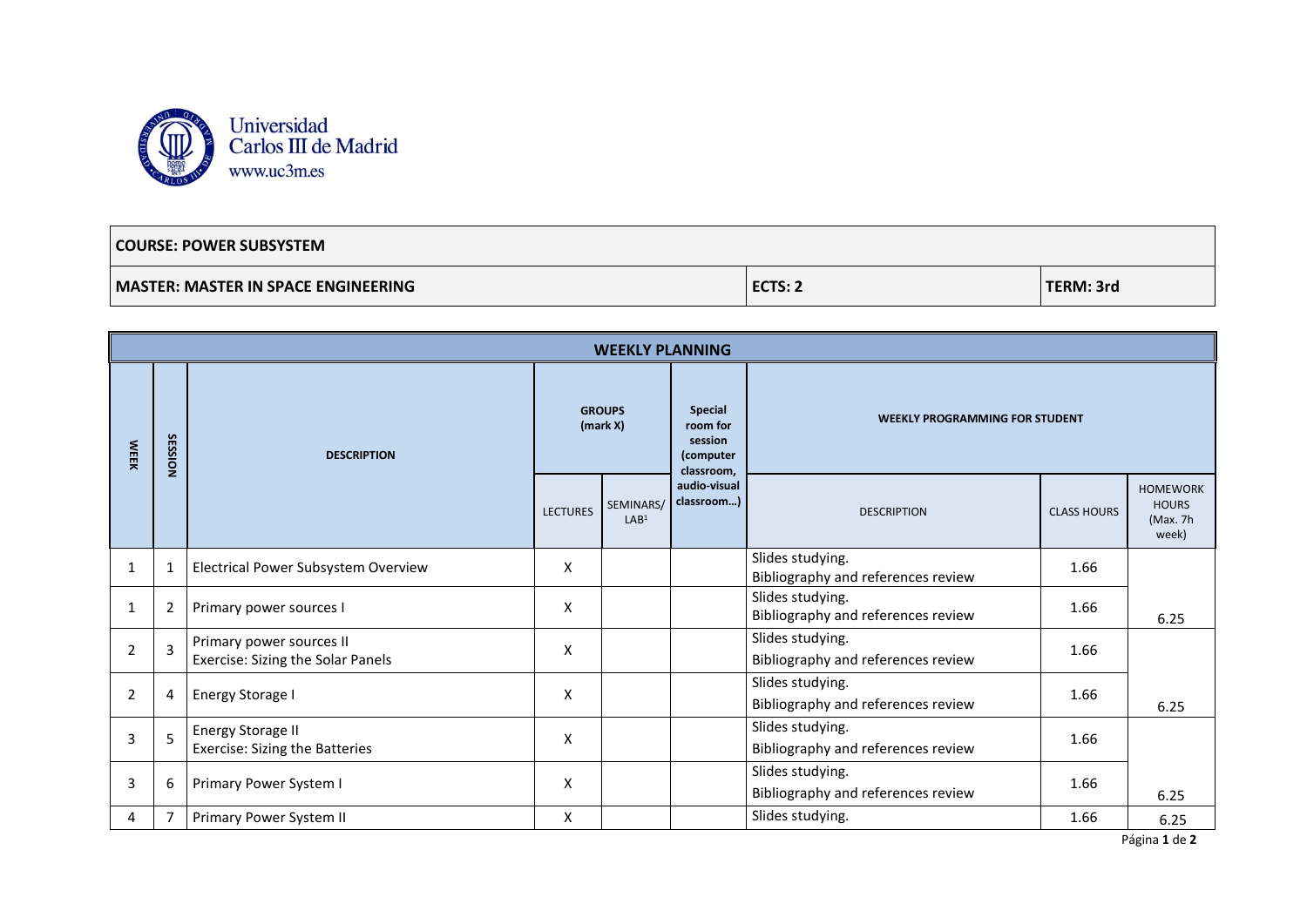| COURSE: POWER SUBSYSTEM | | |
|---|---|---|
| **MASTER: MASTER IN SPACE ENGINEERING** | **ECTS: 2** | **TERM: 3rd** |

| WEEKLY PLANNING | | | | | | | | |
|---|---|---|---|---|---|---|---|---|
| **WEEK** | **SESSION** | **DESCRIPTION** | **GROUPS (mark X)** | | **Special room for session (computer classroom, audio-visual classroom…)** | **WEEKLY PROGRAMMING FOR STUDENT** | | |
| | | | LECTURES | SEMINARS/ LAB[1] | | DESCRIPTION | CLASS HOURS | HOMEWORK HOURS (Max. 7h week) |
| 1 | 1 | Electrical Power Subsystem Overview | X | | | Slides studying.<br>Bibliography and references review | 1.66 | |
| 1 | 2 | Primary power sources I | X | | | Slides studying.<br>Bibliography and references review | 1.66 | 6.25 |
| 2 | 3 | Primary power sources II<br>Exercise: Sizing the Solar Panels | X | | | Slides studying.<br>Bibliography and references review | 1.66 | |
| 2 | 4 | Energy Storage I | X | | | Slides studying.<br>Bibliography and references review | 1.66 | 6.25 |
| 3 | 5 | Energy Storage II<br>Exercise: Sizing the Batteries | X | | | Slides studying.<br>Bibliography and references review | 1.66 | |
| 3 | 6 | Primary Power System I | X | | | Slides studying.<br>Bibliography and references review | 1.66 | 6.25 |
| 4 | 7 | Primary Power System II | X | | | Slides studying. | 1.66 | 6.25 |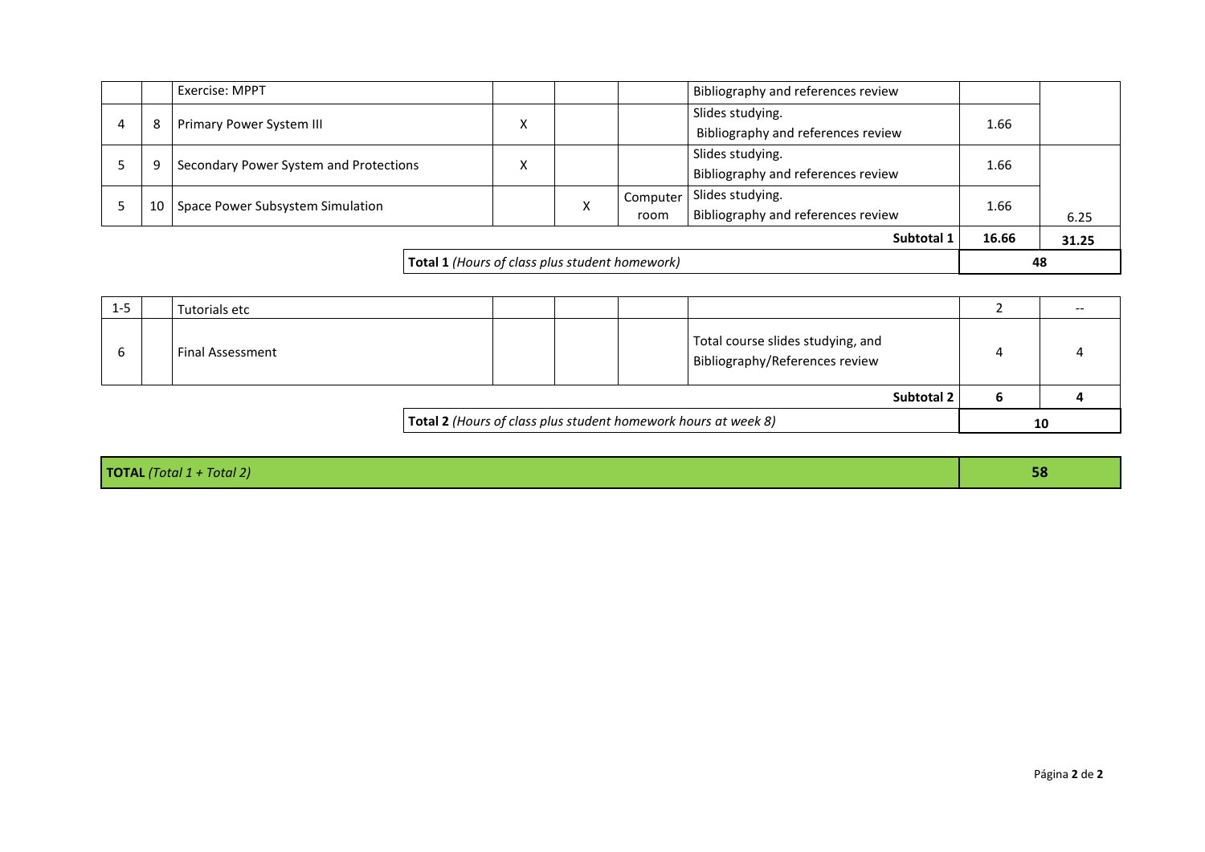| | | | | | | | | |
|---|---|---|---|---|---|---|---|---|
| | | Exercise: MPPT | | | | Bibliography and references review | | |
| 4 | 8 | Primary Power System III | X | | | Slides studying. Bibliography and references review | 1.66 | |
| 5 | 9 | Secondary Power System and Protections | X | | | Slides studying. Bibliography and references review | 1.66 | |
| 5 | 10 | Space Power Subsystem Simulation | | X | Computer room | Slides studying. Bibliography and references review | 1.66 | 6.25 |
| | | | | | | **Subtotal 1** | **16.66** | **31.25** |
| | | | **Total 1** *(Hours of class plus student homework)* | | | | **48** | |

| | | | | | | | | |
|---|---|---|---|---|---|---|---|---|
| 1-5 | | Tutorials etc | | | | | 2 | -- |
| 6 | | Final Assessment | | | | Total course slides studying, and Bibliography/References review | 4 | 4 |
| | | | | | | **Subtotal 2** | **6** | **4** |
| | | | **Total 2** *(Hours of class plus student homework hours at week 8)* | | | | **10** | |

| | |
|---|---|
| **TOTAL** *(Total 1 + Total 2)* | **58** |